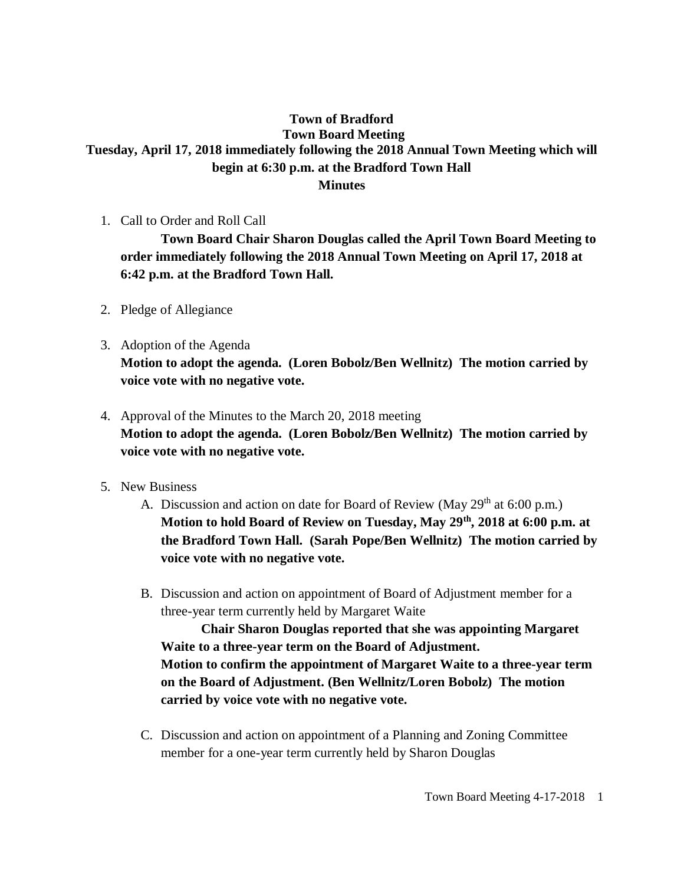**Town of Bradford**
**Town Board Meeting**
**Tuesday, April 17, 2018 immediately following the 2018 Annual Town Meeting which will begin at 6:30 p.m. at the Bradford Town Hall**
**Minutes**

1. Call to Order and Roll Call

    **Town Board Chair Sharon Douglas called the April Town Board Meeting to order immediately following the 2018 Annual Town Meeting on April 17, 2018 at 6:42 p.m. at the Bradford Town Hall.**

2. Pledge of Allegiance

3. Adoption of the Agenda
    **Motion to adopt the agenda. (Loren Bobolz/Ben Wellnitz) The motion carried by voice vote with no negative vote.**

4. Approval of the Minutes to the March 20, 2018 meeting
    **Motion to adopt the agenda. (Loren Bobolz/Ben Wellnitz) The motion carried by voice vote with no negative vote.**

5. New Business
    A. Discussion and action on date for Board of Review (May 29th at 6:00 p.m.)
    **Motion to hold Board of Review on Tuesday, May 29th, 2018 at 6:00 p.m. at the Bradford Town Hall. (Sarah Pope/Ben Wellnitz) The motion carried by voice vote with no negative vote.**

    B. Discussion and action on appointment of Board of Adjustment member for a three-year term currently held by Margaret Waite
    **Chair Sharon Douglas reported that she was appointing Margaret Waite to a three-year term on the Board of Adjustment.**
    **Motion to confirm the appointment of Margaret Waite to a three-year term on the Board of Adjustment. (Ben Wellnitz/Loren Bobolz) The motion carried by voice vote with no negative vote.**

    C. Discussion and action on appointment of a Planning and Zoning Committee member for a one-year term currently held by Sharon Douglas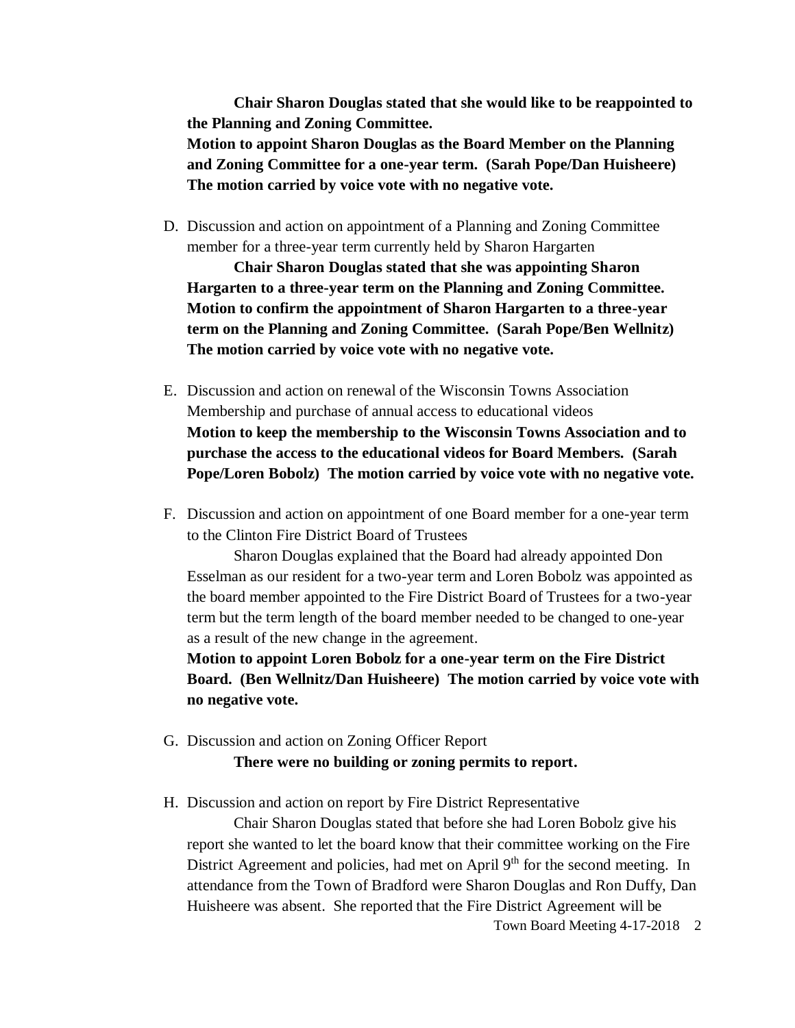**Chair Sharon Douglas stated that she would like to be reappointed to the Planning and Zoning Committee.**
**Motion to appoint Sharon Douglas as the Board Member on the Planning and Zoning Committee for a one-year term. (Sarah Pope/Dan Huisheere) The motion carried by voice vote with no negative vote.**

D. Discussion and action on appointment of a Planning and Zoning Committee member for a three-year term currently held by Sharon Hargarten

   **Chair Sharon Douglas stated that she was appointing Sharon Hargarten to a three-year term on the Planning and Zoning Committee. Motion to confirm the appointment of Sharon Hargarten to a three-year term on the Planning and Zoning Committee. (Sarah Pope/Ben Wellnitz) The motion carried by voice vote with no negative vote.**

E. Discussion and action on renewal of the Wisconsin Towns Association Membership and purchase of annual access to educational videos
   **Motion to keep the membership to the Wisconsin Towns Association and to purchase the access to the educational videos for Board Members. (Sarah Pope/Loren Bobolz) The motion carried by voice vote with no negative vote.**

F. Discussion and action on appointment of one Board member for a one-year term to the Clinton Fire District Board of Trustees

   Sharon Douglas explained that the Board had already appointed Don Esselman as our resident for a two-year term and Loren Bobolz was appointed as the board member appointed to the Fire District Board of Trustees for a two-year term but the term length of the board member needed to be changed to one-year as a result of the new change in the agreement.
   **Motion to appoint Loren Bobolz for a one-year term on the Fire District Board. (Ben Wellnitz/Dan Huisheere) The motion carried by voice vote with no negative vote.**

G. Discussion and action on Zoning Officer Report

   **There were no building or zoning permits to report.**

H. Discussion and action on report by Fire District Representative

   Chair Sharon Douglas stated that before she had Loren Bobolz give his report she wanted to let the board know that their committee working on the Fire District Agreement and policies, had met on April 9th for the second meeting. In attendance from the Town of Bradford were Sharon Douglas and Ron Duffy, Dan Huisheere was absent. She reported that the Fire District Agreement will be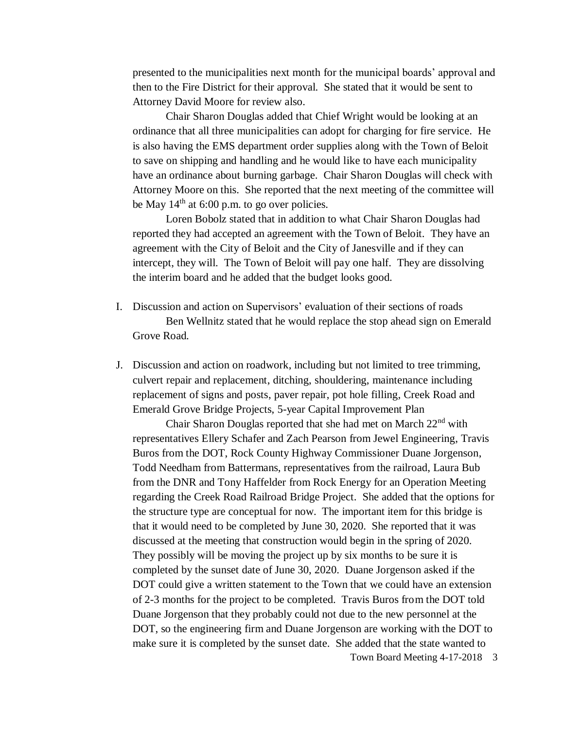presented to the municipalities next month for the municipal boards' approval and then to the Fire District for their approval. She stated that it would be sent to Attorney David Moore for review also.

Chair Sharon Douglas added that Chief Wright would be looking at an ordinance that all three municipalities can adopt for charging for fire service. He is also having the EMS department order supplies along with the Town of Beloit to save on shipping and handling and he would like to have each municipality have an ordinance about burning garbage. Chair Sharon Douglas will check with Attorney Moore on this. She reported that the next meeting of the committee will be May 14th at 6:00 p.m. to go over policies.

Loren Bobolz stated that in addition to what Chair Sharon Douglas had reported they had accepted an agreement with the Town of Beloit. They have an agreement with the City of Beloit and the City of Janesville and if they can intercept, they will. The Town of Beloit will pay one half. They are dissolving the interim board and he added that the budget looks good.

I. Discussion and action on Supervisors' evaluation of their sections of roads

Ben Wellnitz stated that he would replace the stop ahead sign on Emerald Grove Road.

J. Discussion and action on roadwork, including but not limited to tree trimming, culvert repair and replacement, ditching, shouldering, maintenance including replacement of signs and posts, paver repair, pot hole filling, Creek Road and Emerald Grove Bridge Projects, 5-year Capital Improvement Plan

Chair Sharon Douglas reported that she had met on March 22nd with representatives Ellery Schafer and Zach Pearson from Jewel Engineering, Travis Buros from the DOT, Rock County Highway Commissioner Duane Jorgenson, Todd Needham from Battermans, representatives from the railroad, Laura Bub from the DNR and Tony Haffelder from Rock Energy for an Operation Meeting regarding the Creek Road Railroad Bridge Project. She added that the options for the structure type are conceptual for now. The important item for this bridge is that it would need to be completed by June 30, 2020. She reported that it was discussed at the meeting that construction would begin in the spring of 2020. They possibly will be moving the project up by six months to be sure it is completed by the sunset date of June 30, 2020. Duane Jorgenson asked if the DOT could give a written statement to the Town that we could have an extension of 2-3 months for the project to be completed. Travis Buros from the DOT told Duane Jorgenson that they probably could not due to the new personnel at the DOT, so the engineering firm and Duane Jorgenson are working with the DOT to make sure it is completed by the sunset date. She added that the state wanted to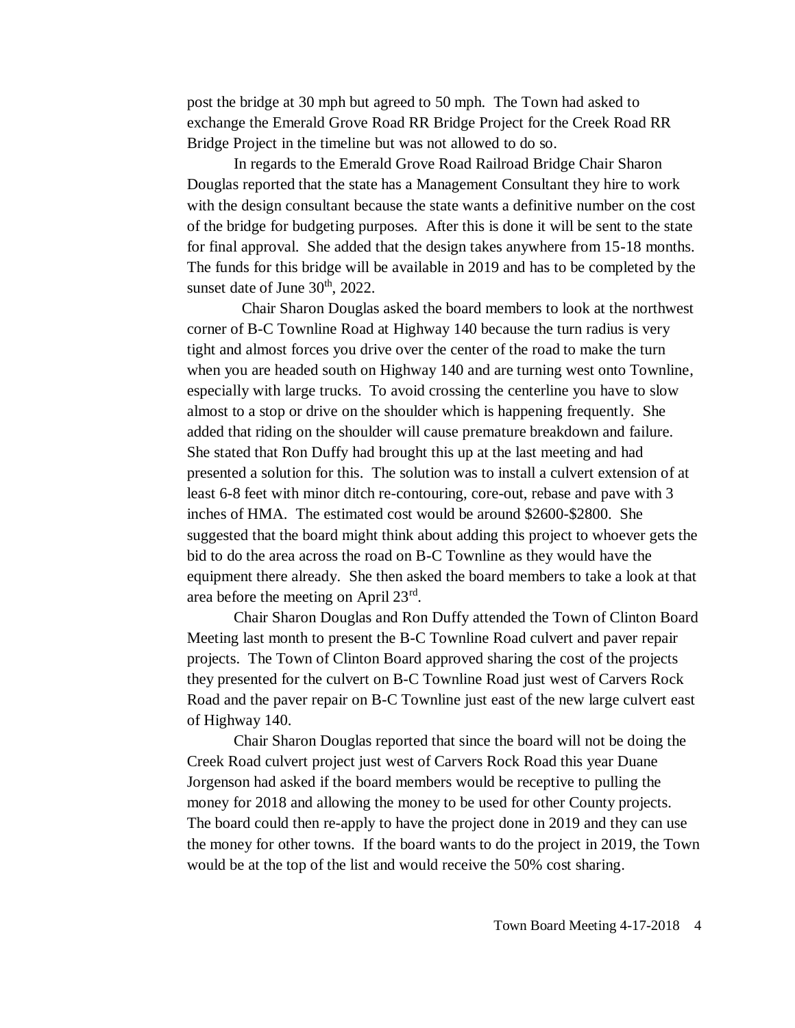post the bridge at 30 mph but agreed to 50 mph. The Town had asked to exchange the Emerald Grove Road RR Bridge Project for the Creek Road RR Bridge Project in the timeline but was not allowed to do so.

In regards to the Emerald Grove Road Railroad Bridge Chair Sharon Douglas reported that the state has a Management Consultant they hire to work with the design consultant because the state wants a definitive number on the cost of the bridge for budgeting purposes. After this is done it will be sent to the state for final approval. She added that the design takes anywhere from 15-18 months. The funds for this bridge will be available in 2019 and has to be completed by the sunset date of June 30th, 2022.

Chair Sharon Douglas asked the board members to look at the northwest corner of B-C Townline Road at Highway 140 because the turn radius is very tight and almost forces you drive over the center of the road to make the turn when you are headed south on Highway 140 and are turning west onto Townline, especially with large trucks. To avoid crossing the centerline you have to slow almost to a stop or drive on the shoulder which is happening frequently. She added that riding on the shoulder will cause premature breakdown and failure. She stated that Ron Duffy had brought this up at the last meeting and had presented a solution for this. The solution was to install a culvert extension of at least 6-8 feet with minor ditch re-contouring, core-out, rebase and pave with 3 inches of HMA. The estimated cost would be around $2600-$2800. She suggested that the board might think about adding this project to whoever gets the bid to do the area across the road on B-C Townline as they would have the equipment there already. She then asked the board members to take a look at that area before the meeting on April 23rd.

Chair Sharon Douglas and Ron Duffy attended the Town of Clinton Board Meeting last month to present the B-C Townline Road culvert and paver repair projects. The Town of Clinton Board approved sharing the cost of the projects they presented for the culvert on B-C Townline Road just west of Carvers Rock Road and the paver repair on B-C Townline just east of the new large culvert east of Highway 140.

Chair Sharon Douglas reported that since the board will not be doing the Creek Road culvert project just west of Carvers Rock Road this year Duane Jorgenson had asked if the board members would be receptive to pulling the money for 2018 and allowing the money to be used for other County projects. The board could then re-apply to have the project done in 2019 and they can use the money for other towns. If the board wants to do the project in 2019, the Town would be at the top of the list and would receive the 50% cost sharing.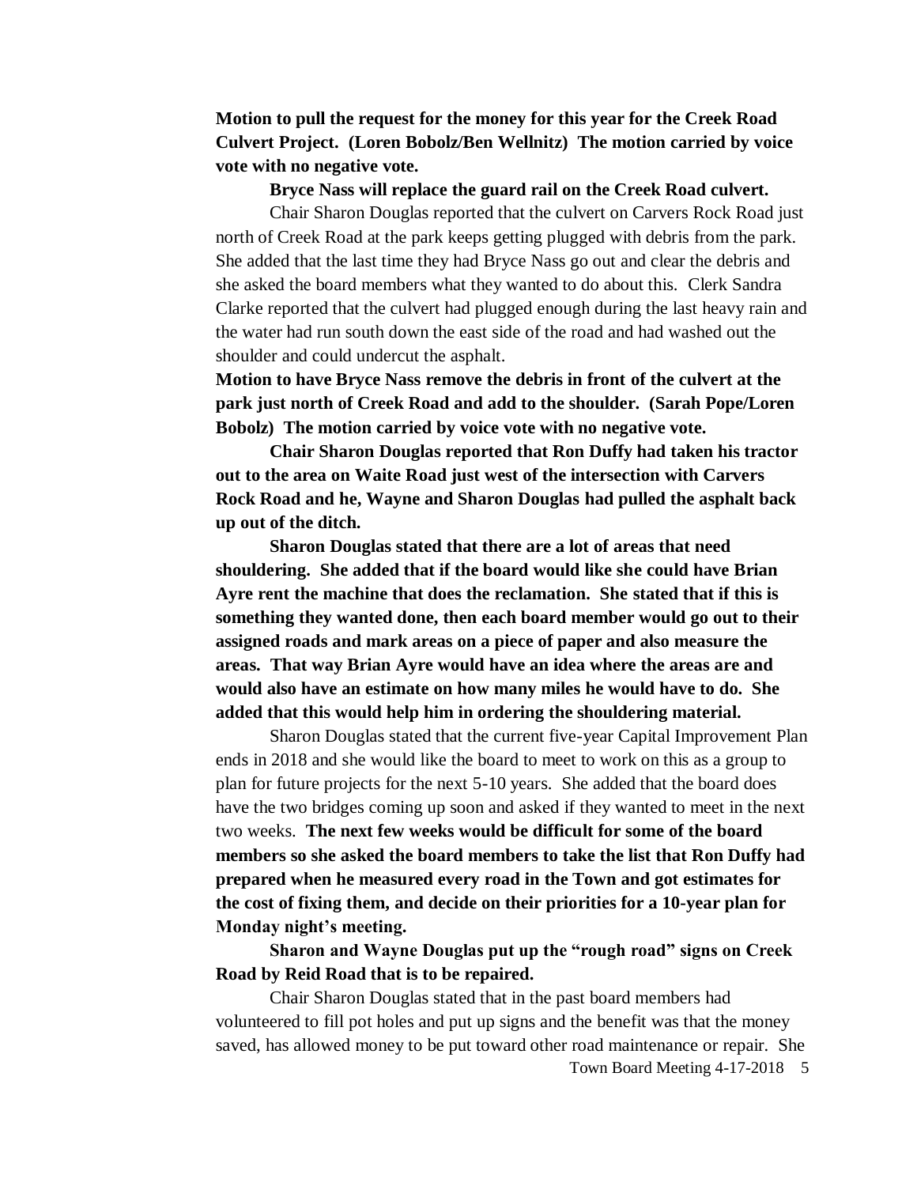**Motion to pull the request for the money for this year for the Creek Road Culvert Project. (Loren Bobolz/Ben Wellnitz) The motion carried by voice vote with no negative vote.**

**Bryce Nass will replace the guard rail on the Creek Road culvert.**

Chair Sharon Douglas reported that the culvert on Carvers Rock Road just north of Creek Road at the park keeps getting plugged with debris from the park. She added that the last time they had Bryce Nass go out and clear the debris and she asked the board members what they wanted to do about this. Clerk Sandra Clarke reported that the culvert had plugged enough during the last heavy rain and the water had run south down the east side of the road and had washed out the shoulder and could undercut the asphalt.

**Motion to have Bryce Nass remove the debris in front of the culvert at the park just north of Creek Road and add to the shoulder. (Sarah Pope/Loren Bobolz) The motion carried by voice vote with no negative vote.**

**Chair Sharon Douglas reported that Ron Duffy had taken his tractor out to the area on Waite Road just west of the intersection with Carvers Rock Road and he, Wayne and Sharon Douglas had pulled the asphalt back up out of the ditch.**

**Sharon Douglas stated that there are a lot of areas that need shouldering. She added that if the board would like she could have Brian Ayre rent the machine that does the reclamation. She stated that if this is something they wanted done, then each board member would go out to their assigned roads and mark areas on a piece of paper and also measure the areas. That way Brian Ayre would have an idea where the areas are and would also have an estimate on how many miles he would have to do. She added that this would help him in ordering the shouldering material.**

Sharon Douglas stated that the current five-year Capital Improvement Plan ends in 2018 and she would like the board to meet to work on this as a group to plan for future projects for the next 5-10 years. She added that the board does have the two bridges coming up soon and asked if they wanted to meet in the next two weeks. **The next few weeks would be difficult for some of the board members so she asked the board members to take the list that Ron Duffy had prepared when he measured every road in the Town and got estimates for the cost of fixing them, and decide on their priorities for a 10-year plan for Monday night's meeting.**

**Sharon and Wayne Douglas put up the "rough road" signs on Creek Road by Reid Road that is to be repaired.**

Chair Sharon Douglas stated that in the past board members had volunteered to fill pot holes and put up signs and the benefit was that the money saved, has allowed money to be put toward other road maintenance or repair. She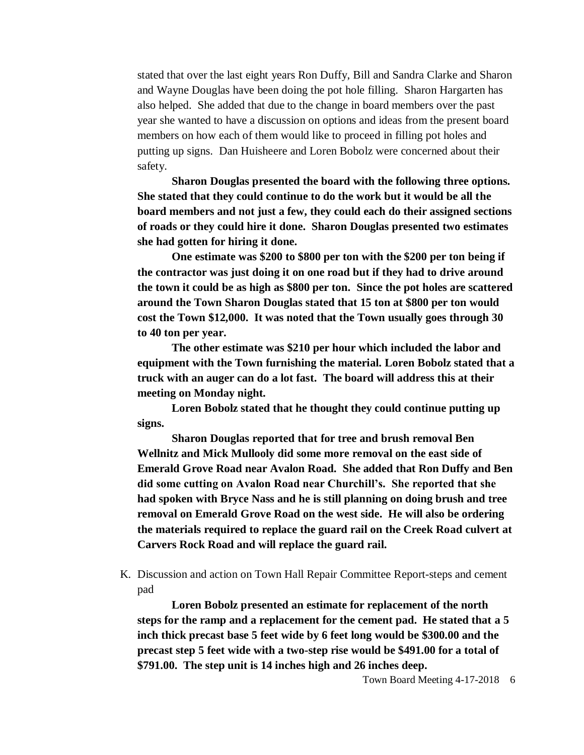stated that over the last eight years Ron Duffy, Bill and Sandra Clarke and Sharon and Wayne Douglas have been doing the pot hole filling. Sharon Hargarten has also helped. She added that due to the change in board members over the past year she wanted to have a discussion on options and ideas from the present board members on how each of them would like to proceed in filling pot holes and putting up signs. Dan Huisheere and Loren Bobolz were concerned about their safety.

**Sharon Douglas presented the board with the following three options. She stated that they could continue to do the work but it would be all the board members and not just a few, they could each do their assigned sections of roads or they could hire it done. Sharon Douglas presented two estimates she had gotten for hiring it done.**

**One estimate was $200 to $800 per ton with the $200 per ton being if the contractor was just doing it on one road but if they had to drive around the town it could be as high as $800 per ton. Since the pot holes are scattered around the Town Sharon Douglas stated that 15 ton at $800 per ton would cost the Town $12,000. It was noted that the Town usually goes through 30 to 40 ton per year.**

**The other estimate was $210 per hour which included the labor and equipment with the Town furnishing the material. Loren Bobolz stated that a truck with an auger can do a lot fast. The board will address this at their meeting on Monday night.**

**Loren Bobolz stated that he thought they could continue putting up signs.**

**Sharon Douglas reported that for tree and brush removal Ben Wellnitz and Mick Mullooly did some more removal on the east side of Emerald Grove Road near Avalon Road. She added that Ron Duffy and Ben did some cutting on Avalon Road near Churchill's. She reported that she had spoken with Bryce Nass and he is still planning on doing brush and tree removal on Emerald Grove Road on the west side. He will also be ordering the materials required to replace the guard rail on the Creek Road culvert at Carvers Rock Road and will replace the guard rail.**

K. Discussion and action on Town Hall Repair Committee Report-steps and cement pad

**Loren Bobolz presented an estimate for replacement of the north steps for the ramp and a replacement for the cement pad. He stated that a 5 inch thick precast base 5 feet wide by 6 feet long would be $300.00 and the precast step 5 feet wide with a two-step rise would be $491.00 for a total of $791.00. The step unit is 14 inches high and 26 inches deep.**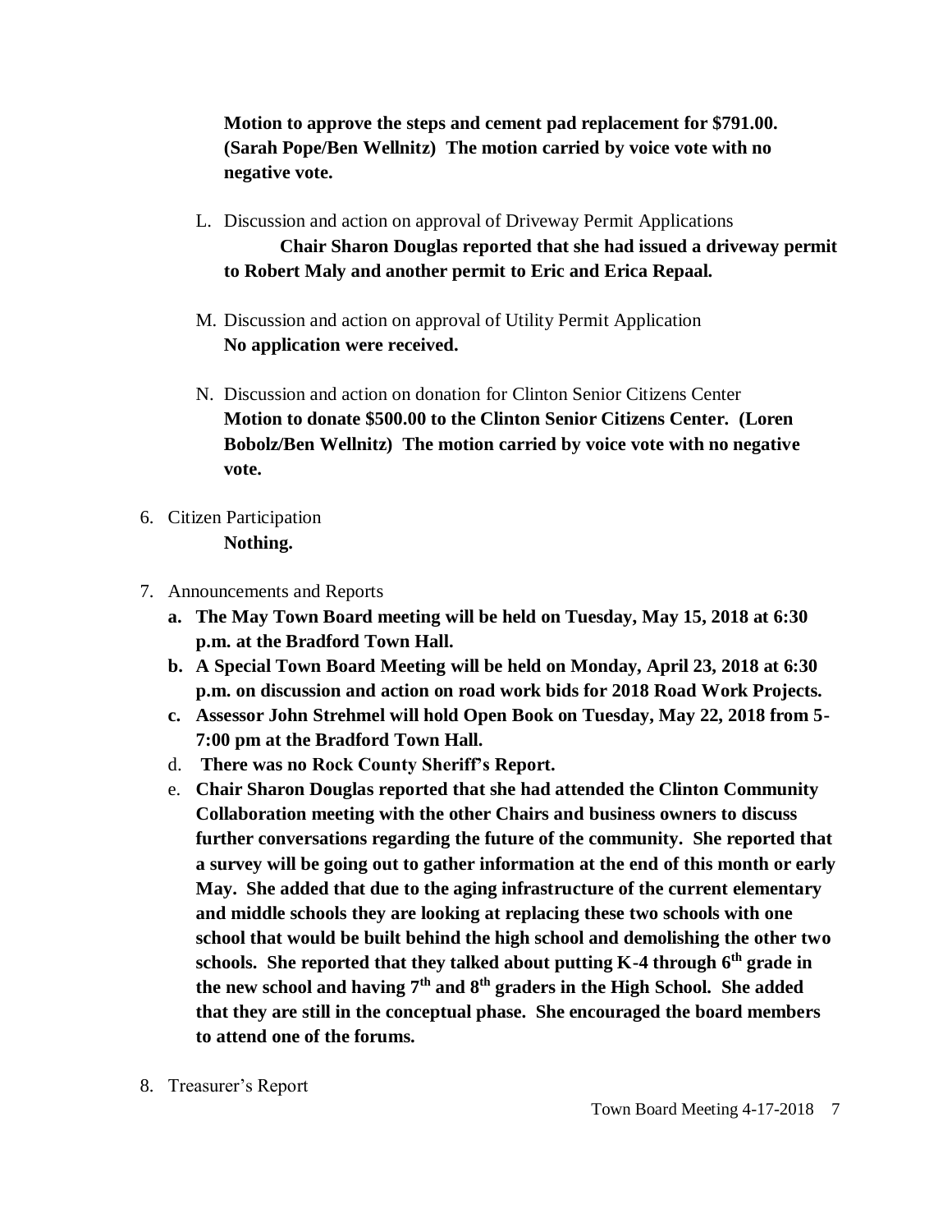**Motion to approve the steps and cement pad replacement for $791.00. (Sarah Pope/Ben Wellnitz) The motion carried by voice vote with no negative vote.**

L. Discussion and action on approval of Driveway Permit Applications
   **Chair Sharon Douglas reported that she had issued a driveway permit to Robert Maly and another permit to Eric and Erica Repaal.**

M. Discussion and action on approval of Utility Permit Application
   **No application were received.**

N. Discussion and action on donation for Clinton Senior Citizens Center
   **Motion to donate $500.00 to the Clinton Senior Citizens Center. (Loren Bobolz/Ben Wellnitz) The motion carried by voice vote with no negative vote.**

6. Citizen Participation
   **Nothing.**

7. Announcements and Reports
   a. **The May Town Board meeting will be held on Tuesday, May 15, 2018 at 6:30 p.m. at the Bradford Town Hall.**
   b. **A Special Town Board Meeting will be held on Monday, April 23, 2018 at 6:30 p.m. on discussion and action on road work bids for 2018 Road Work Projects.**
   c. **Assessor John Strehmel will hold Open Book on Tuesday, May 22, 2018 from 5-7:00 pm at the Bradford Town Hall.**
   d. **There was no Rock County Sheriff's Report.**
   e. **Chair Sharon Douglas reported that she had attended the Clinton Community Collaboration meeting with the other Chairs and business owners to discuss further conversations regarding the future of the community. She reported that a survey will be going out to gather information at the end of this month or early May. She added that due to the aging infrastructure of the current elementary and middle schools they are looking at replacing these two schools with one school that would be built behind the high school and demolishing the other two schools. She reported that they talked about putting K-4 through 6th grade in the new school and having 7th and 8th graders in the High School. She added that they are still in the conceptual phase. She encouraged the board members to attend one of the forums.**

8. Treasurer's Report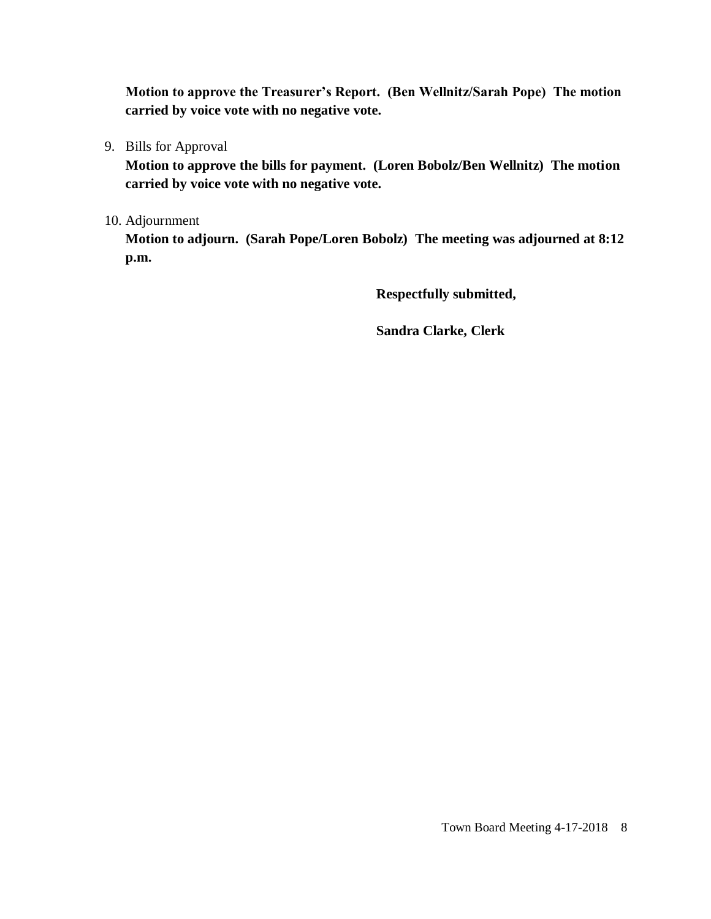**Motion to approve the Treasurer's Report. (Ben Wellnitz/Sarah Pope) The motion carried by voice vote with no negative vote.**

9. Bills for Approval

   **Motion to approve the bills for payment. (Loren Bobolz/Ben Wellnitz) The motion carried by voice vote with no negative vote.**

10. Adjournment

    **Motion to adjourn. (Sarah Pope/Loren Bobolz) The meeting was adjourned at 8:12 p.m.**

**Respectfully submitted,**

**Sandra Clarke, Clerk**